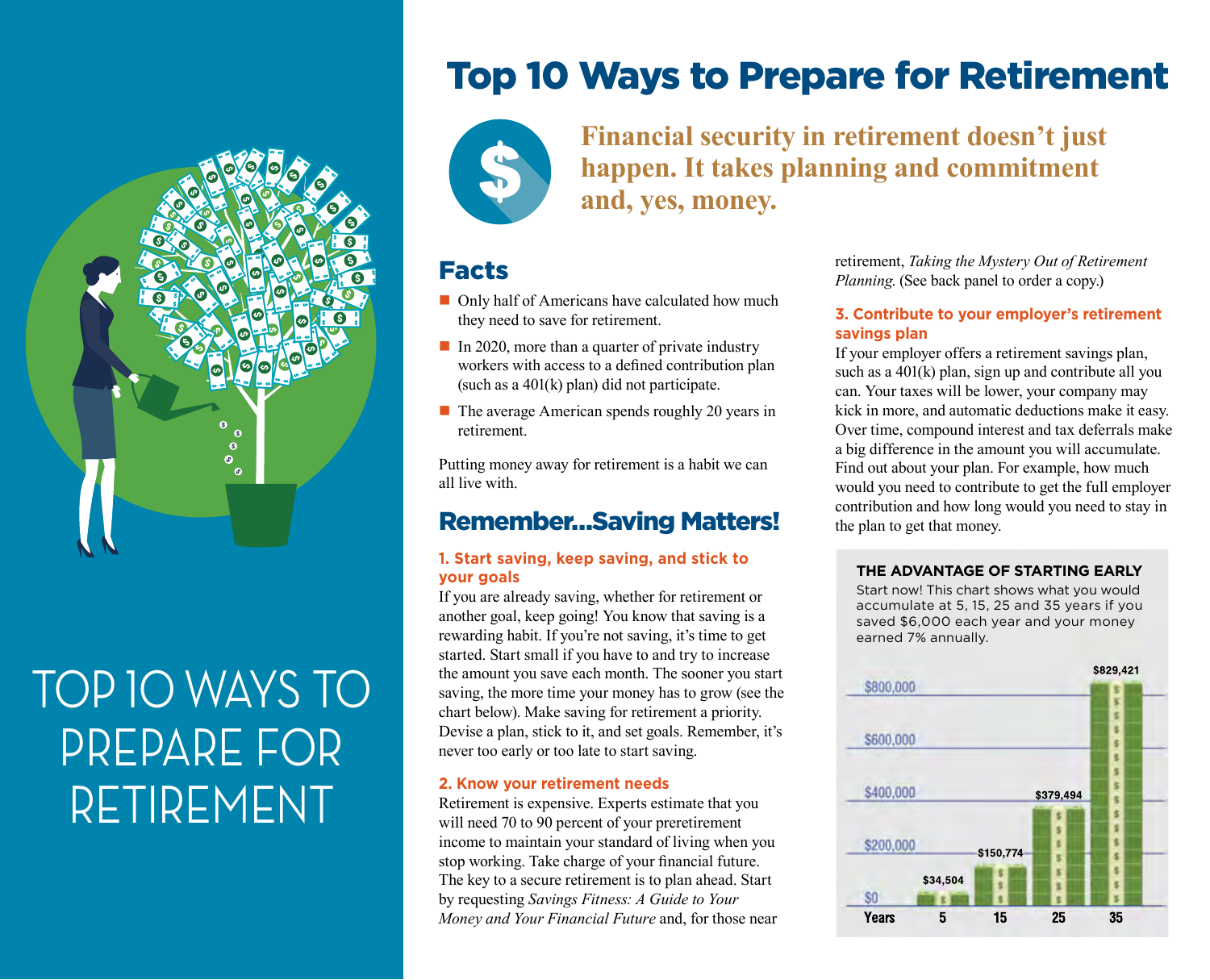# TOP 10 WAYS TO PREPARE FOR RETIREMENT

# Top 10 Ways to Prepare for Retirement

**Financial security in retirement doesn't just happen. It takes planning and commitment and, yes, money.**

## Facts

- Only half of Americans have calculated how much they need to save for retirement.
- In 2020, more than a quarter of private industry workers with access to a defined contribution plan (such as a 401(k) plan) did not participate.
- The average American spends roughly 20 years in retirement.

Putting money away for retirement is a habit we can all live with.

## Remember...Saving Matters!

### 1. Start saving, keep saving, and stick to your goals

If you are already saving, whether for retirement or another goal, keep going! You know that saving is a rewarding habit. If you're not saving, it's time to get started. Start small if you have to and try to increase the amount you save each month. The sooner you start saving, the more time your money has to grow (see the chart below). Make saving for retirement a priority. Devise a plan, stick to it, and set goals. Remember, it's never too early or too late to start saving.

### 2. Know your retirement needs

Retirement is expensive. Experts estimate that you will need 70 to 90 percent of your preretirement income to maintain your standard of living when you stop working. Take charge of your financial future. The key to a secure retirement is to plan ahead. Start by requesting *Savings Fitness: A Guide to Your Money and Your Financial Future* and, for those near retirement, *Taking the Mystery Out of Retirement Planning.* (See back panel to order a copy.)

### 3. Contribute to your employer's retirement savings plan

If your employer offers a retirement savings plan, such as a 401(k) plan, sign up and contribute all you can. Your taxes will be lower, your company may kick in more, and automatic deductions make it easy. Over time, compound interest and tax deferrals make a big difference in the amount you will accumulate. Find out about your plan. For example, how much would you need to contribute to get the full employer contribution and how long would you need to stay in the plan to get that money.

**THE ADVANTAGE OF STARTING EARLY**

Start now! This chart shows what you would accumulate at 5, 15, 25 and 35 years if you saved $6,000 each year and your money earned 7% annually.

| Years | Amount |
|---|---|
| 5 | $34,504 |
| 15 | $150,774 |
| 25 | $379,494 |
| 35 | $829,421 |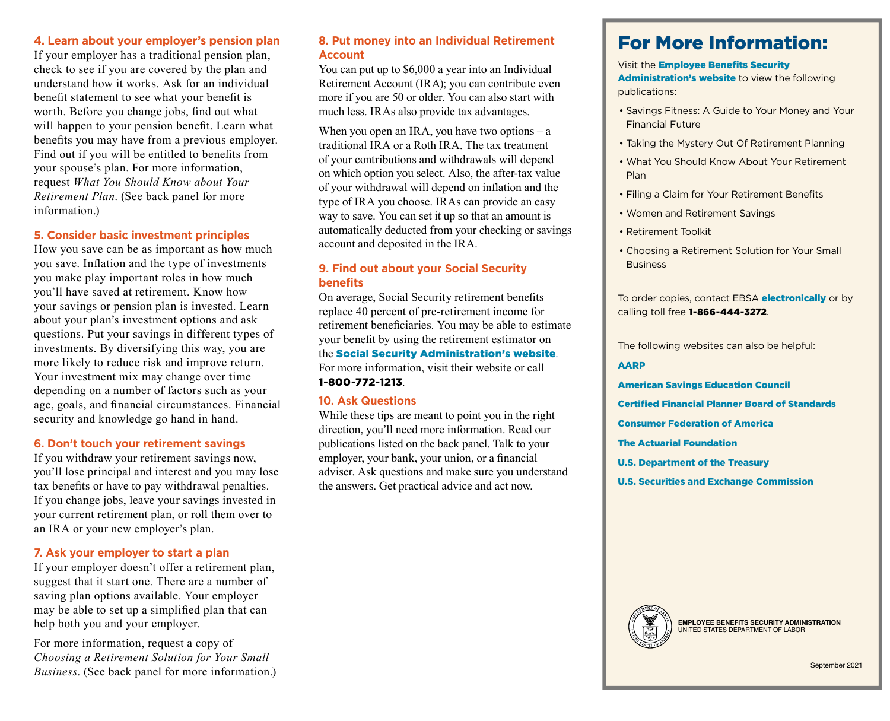### 4. Learn about your employer's pension plan

If your employer has a traditional pension plan, check to see if you are covered by the plan and understand how it works. Ask for an individual benefit statement to see what your benefit is worth. Before you change jobs, find out what will happen to your pension benefit. Learn what benefits you may have from a previous employer. Find out if you will be entitled to benefits from your spouse's plan. For more information, request *What You Should Know about Your Retirement Plan*. (See back panel for more information.)

### 5. Consider basic investment principles

How you save can be as important as how much you save. Inflation and the type of investments you make play important roles in how much you'll have saved at retirement. Know how your savings or pension plan is invested. Learn about your plan's investment options and ask questions. Put your savings in different types of investments. By diversifying this way, you are more likely to reduce risk and improve return. Your investment mix may change over time depending on a number of factors such as your age, goals, and financial circumstances. Financial security and knowledge go hand in hand.

### 6. Don't touch your retirement savings

If you withdraw your retirement savings now, you'll lose principal and interest and you may lose tax benefits or have to pay withdrawal penalties. If you change jobs, leave your savings invested in your current retirement plan, or roll them over to an IRA or your new employer's plan.

### 7. Ask your employer to start a plan

If your employer doesn't offer a retirement plan, suggest that it start one. There are a number of saving plan options available. Your employer may be able to set up a simplified plan that can help both you and your employer.

For more information, request a copy of *Choosing a Retirement Solution for Your Small Business*. (See back panel for more information.)

### 8. Put money into an Individual Retirement Account

You can put up to $6,000 a year into an Individual Retirement Account (IRA); you can contribute even more if you are 50 or older. You can also start with much less. IRAs also provide tax advantages.

When you open an IRA, you have two options – a traditional IRA or a Roth IRA. The tax treatment of your contributions and withdrawals will depend on which option you select. Also, the after-tax value of your withdrawal will depend on inflation and the type of IRA you choose. IRAs can provide an easy way to save. You can set it up so that an amount is automatically deducted from your checking or savings account and deposited in the IRA.

### 9. Find out about your Social Security benefits

On average, Social Security retirement benefits replace 40 percent of pre-retirement income for retirement beneficiaries. You may be able to estimate your benefit by using the retirement estimator on the **Social Security Administration's website**. For more information, visit their website or call **1-800-772-1213**.

### 10. Ask Questions

While these tips are meant to point you in the right direction, you'll need more information. Read our publications listed on the back panel. Talk to your employer, your bank, your union, or a financial adviser. Ask questions and make sure you understand the answers. Get practical advice and act now.

## For More Information:

Visit the **Employee Benefits Security Administration's website** to view the following publications:

- Savings Fitness: A Guide to Your Money and Your Financial Future
- Taking the Mystery Out Of Retirement Planning
- What You Should Know About Your Retirement Plan
- Filing a Claim for Your Retirement Benefits
- Women and Retirement Savings
- Retirement Toolkit
- Choosing a Retirement Solution for Your Small Business

To order copies, contact EBSA **electronically** or by calling toll free **1-866-444-3272**.

The following websites can also be helpful:

**AARP**

**American Savings Education Council**

**Certified Financial Planner Board of Standards**

**Consumer Federation of America**

**The Actuarial Foundation**

**U.S. Department of the Treasury**

**U.S. Securities and Exchange Commission**

**EMPLOYEE BENEFITS SECURITY ADMINISTRATION**
UNITED STATES DEPARTMENT OF LABOR

September 2021